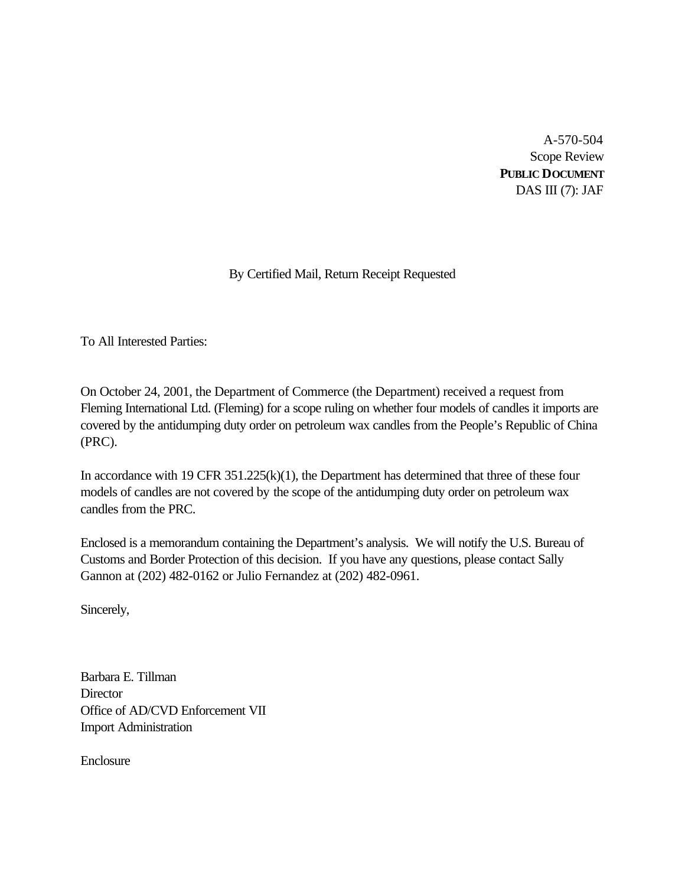A-570-504
Scope Review
**PUBLIC DOCUMENT**
DAS III (7): JAF

By Certified Mail, Return Receipt Requested

To All Interested Parties:

On October 24, 2001, the Department of Commerce (the Department) received a request from Fleming International Ltd. (Fleming) for a scope ruling on whether four models of candles it imports are covered by the antidumping duty order on petroleum wax candles from the People's Republic of China (PRC).

In accordance with 19 CFR 351.225(k)(1), the Department has determined that three of these four models of candles are not covered by the scope of the antidumping duty order on petroleum wax candles from the PRC.

Enclosed is a memorandum containing the Department's analysis. We will notify the U.S. Bureau of Customs and Border Protection of this decision. If you have any questions, please contact Sally Gannon at (202) 482-0162 or Julio Fernandez at (202) 482-0961.

Sincerely,

Barbara E. Tillman
Director
Office of AD/CVD Enforcement VII
Import Administration

Enclosure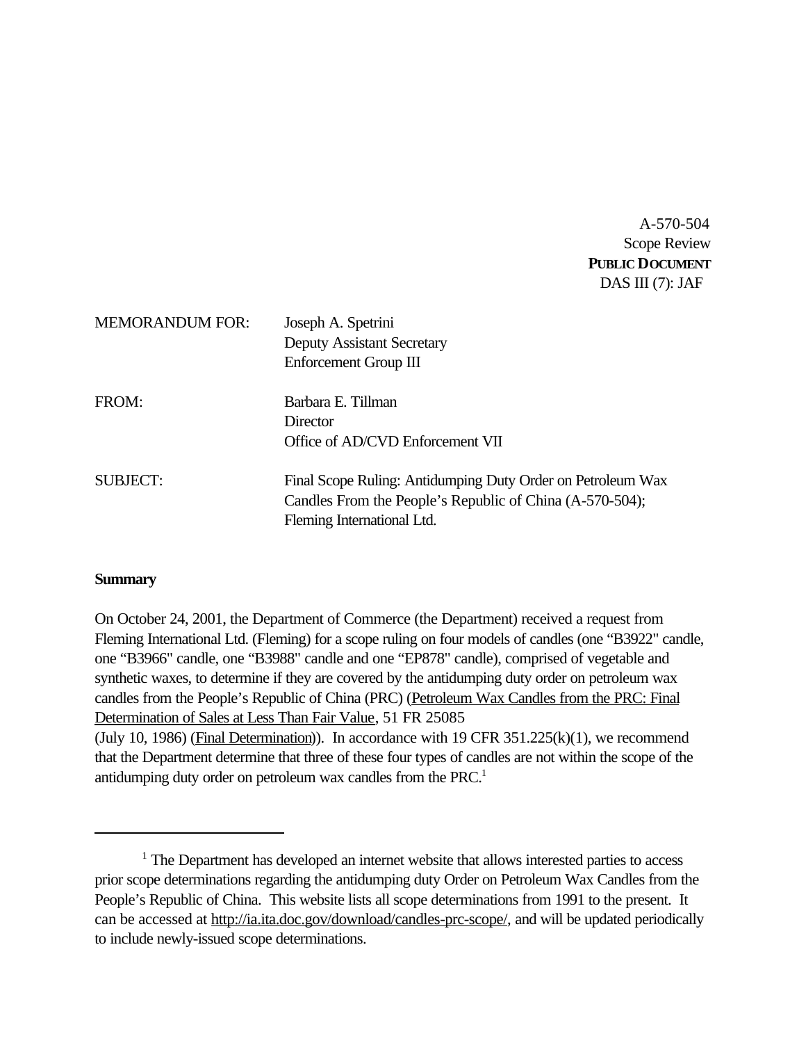A-570-504
Scope Review
**PUBLIC DOCUMENT**
DAS III (7): JAF

MEMORANDUM FOR: Joseph A. Spetrini
Deputy Assistant Secretary
Enforcement Group III

FROM: Barbara E. Tillman
Director
Office of AD/CVD Enforcement VII

SUBJECT: Final Scope Ruling: Antidumping Duty Order on Petroleum Wax Candles From the People's Republic of China (A-570-504); Fleming International Ltd.

**Summary**

On October 24, 2001, the Department of Commerce (the Department) received a request from Fleming International Ltd. (Fleming) for a scope ruling on four models of candles (one "B3922" candle, one "B3966" candle, one "B3988" candle and one "EP878" candle), comprised of vegetable and synthetic waxes, to determine if they are covered by the antidumping duty order on petroleum wax candles from the People's Republic of China (PRC) (Petroleum Wax Candles from the PRC: Final Determination of Sales at Less Than Fair Value, 51 FR 25085 (July 10, 1986) (Final Determination)). In accordance with 19 CFR 351.225(k)(1), we recommend that the Department determine that three of these four types of candles are not within the scope of the antidumping duty order on petroleum wax candles from the PRC.[1]

[1] The Department has developed an internet website that allows interested parties to access prior scope determinations regarding the antidumping duty Order on Petroleum Wax Candles from the People's Republic of China. This website lists all scope determinations from 1991 to the present. It can be accessed at http://ia.ita.doc.gov/download/candles-prc-scope/, and will be updated periodically to include newly-issued scope determinations.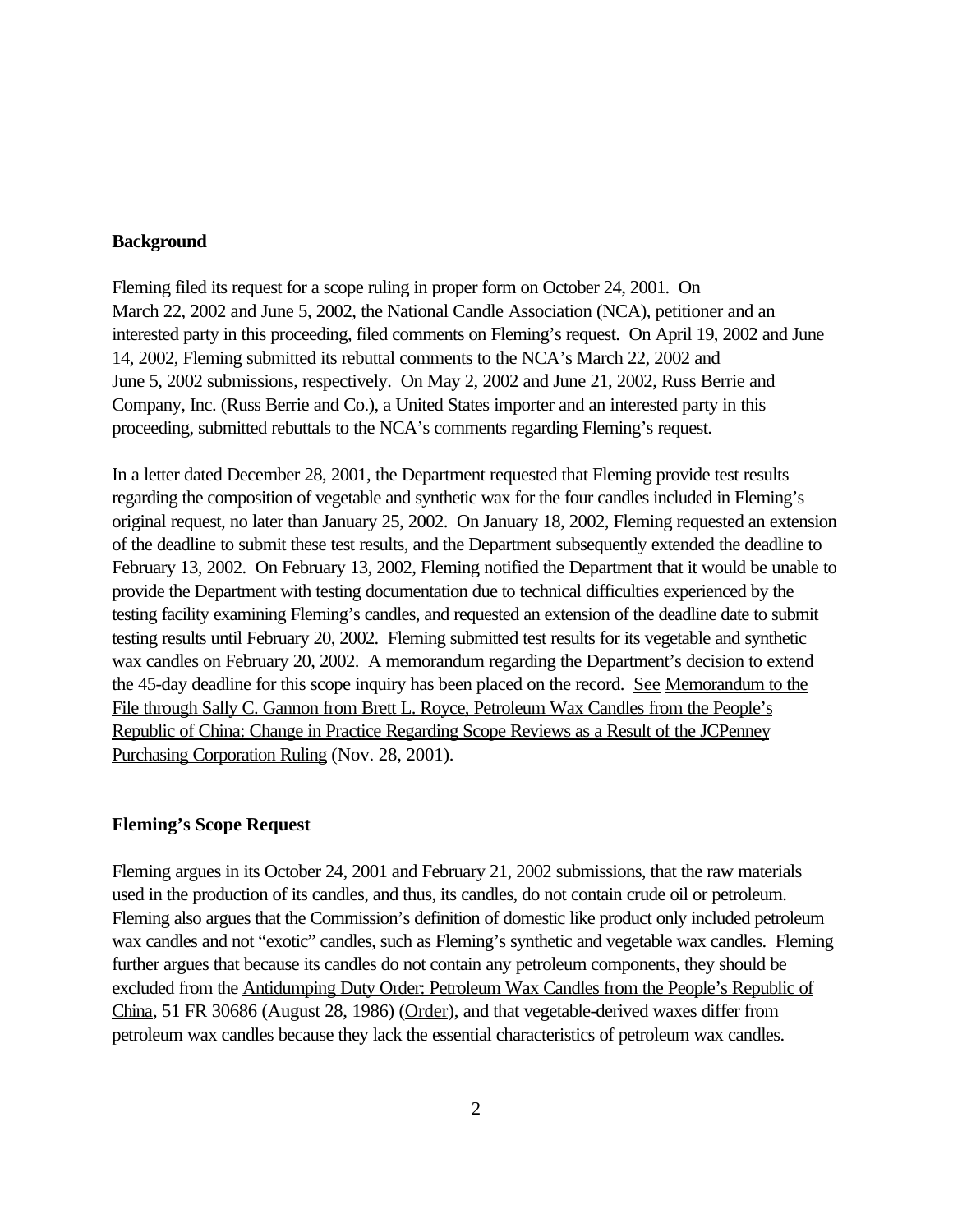**Background**

Fleming filed its request for a scope ruling in proper form on October 24, 2001. On March 22, 2002 and June 5, 2002, the National Candle Association (NCA), petitioner and an interested party in this proceeding, filed comments on Fleming's request. On April 19, 2002 and June 14, 2002, Fleming submitted its rebuttal comments to the NCA's March 22, 2002 and June 5, 2002 submissions, respectively. On May 2, 2002 and June 21, 2002, Russ Berrie and Company, Inc. (Russ Berrie and Co.), a United States importer and an interested party in this proceeding, submitted rebuttals to the NCA's comments regarding Fleming's request.

In a letter dated December 28, 2001, the Department requested that Fleming provide test results regarding the composition of vegetable and synthetic wax for the four candles included in Fleming's original request, no later than January 25, 2002. On January 18, 2002, Fleming requested an extension of the deadline to submit these test results, and the Department subsequently extended the deadline to February 13, 2002. On February 13, 2002, Fleming notified the Department that it would be unable to provide the Department with testing documentation due to technical difficulties experienced by the testing facility examining Fleming's candles, and requested an extension of the deadline date to submit testing results until February 20, 2002. Fleming submitted test results for its vegetable and synthetic wax candles on February 20, 2002. A memorandum regarding the Department's decision to extend the 45-day deadline for this scope inquiry has been placed on the record. See Memorandum to the File through Sally C. Gannon from Brett L. Royce, Petroleum Wax Candles from the People's Republic of China: Change in Practice Regarding Scope Reviews as a Result of the JCPenney Purchasing Corporation Ruling (Nov. 28, 2001).

**Fleming's Scope Request**

Fleming argues in its October 24, 2001 and February 21, 2002 submissions, that the raw materials used in the production of its candles, and thus, its candles, do not contain crude oil or petroleum. Fleming also argues that the Commission's definition of domestic like product only included petroleum wax candles and not "exotic" candles, such as Fleming's synthetic and vegetable wax candles. Fleming further argues that because its candles do not contain any petroleum components, they should be excluded from the Antidumping Duty Order: Petroleum Wax Candles from the People's Republic of China, 51 FR 30686 (August 28, 1986) (Order), and that vegetable-derived waxes differ from petroleum wax candles because they lack the essential characteristics of petroleum wax candles.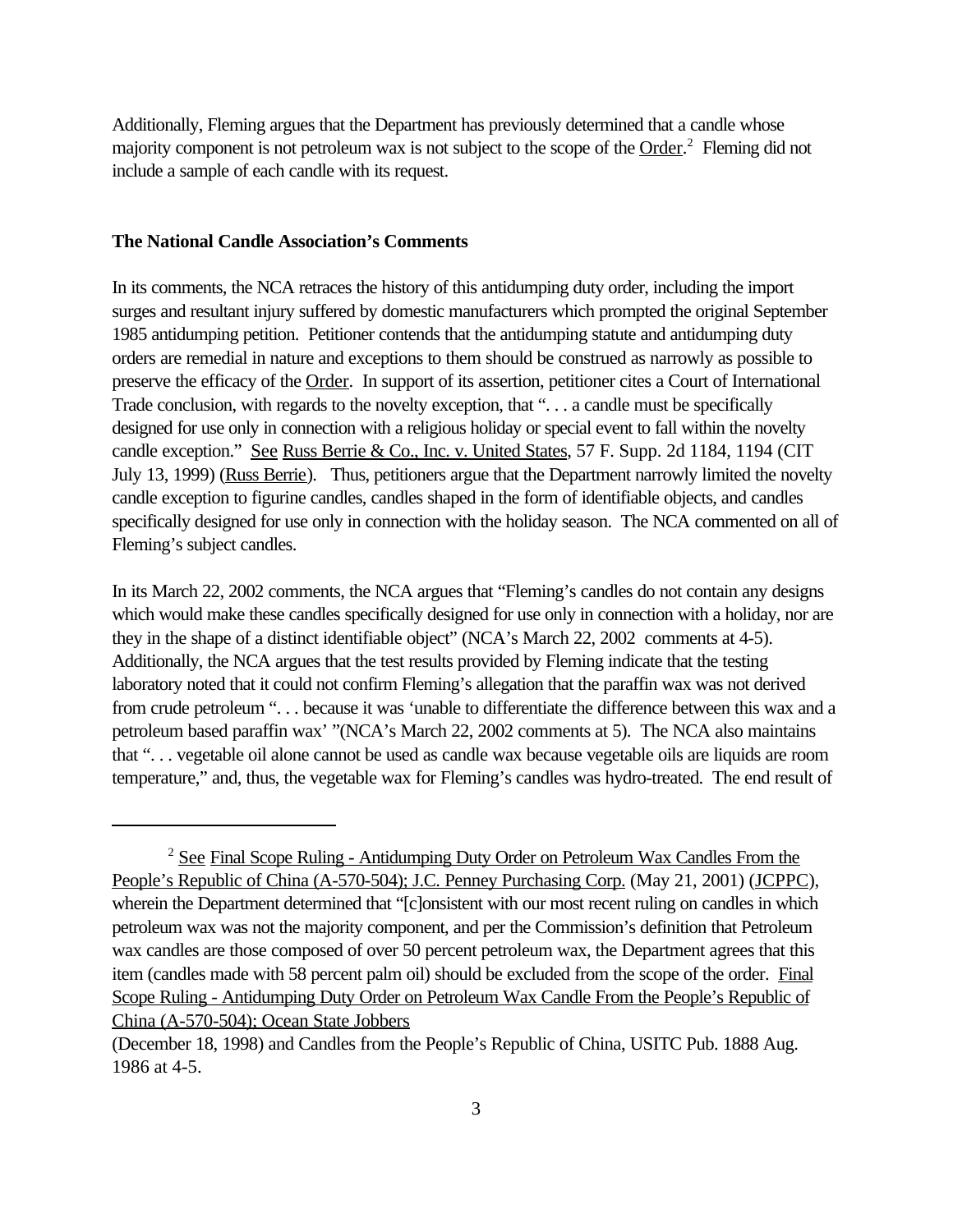Additionally, Fleming argues that the Department has previously determined that a candle whose majority component is not petroleum wax is not subject to the scope of the Order.[2] Fleming did not include a sample of each candle with its request.

**The National Candle Association's Comments**

In its comments, the NCA retraces the history of this antidumping duty order, including the import surges and resultant injury suffered by domestic manufacturers which prompted the original September 1985 antidumping petition. Petitioner contends that the antidumping statute and antidumping duty orders are remedial in nature and exceptions to them should be construed as narrowly as possible to preserve the efficacy of the Order. In support of its assertion, petitioner cites a Court of International Trade conclusion, with regards to the novelty exception, that ". . . a candle must be specifically designed for use only in connection with a religious holiday or special event to fall within the novelty candle exception." See Russ Berrie & Co., Inc. v. United States, 57 F. Supp. 2d 1184, 1194 (CIT July 13, 1999) (Russ Berrie). Thus, petitioners argue that the Department narrowly limited the novelty candle exception to figurine candles, candles shaped in the form of identifiable objects, and candles specifically designed for use only in connection with the holiday season. The NCA commented on all of Fleming's subject candles.

In its March 22, 2002 comments, the NCA argues that "Fleming's candles do not contain any designs which would make these candles specifically designed for use only in connection with a holiday, nor are they in the shape of a distinct identifiable object" (NCA's March 22, 2002 comments at 4-5). Additionally, the NCA argues that the test results provided by Fleming indicate that the testing laboratory noted that it could not confirm Fleming's allegation that the paraffin wax was not derived from crude petroleum ". . . because it was 'unable to differentiate the difference between this wax and a petroleum based paraffin wax' "(NCA's March 22, 2002 comments at 5). The NCA also maintains that ". . . vegetable oil alone cannot be used as candle wax because vegetable oils are liquids are room temperature," and, thus, the vegetable wax for Fleming's candles was hydro-treated. The end result of

---

[2] See Final Scope Ruling - Antidumping Duty Order on Petroleum Wax Candles From the People's Republic of China (A-570-504); J.C. Penney Purchasing Corp. (May 21, 2001) (JCPPC), wherein the Department determined that "[c]onsistent with our most recent ruling on candles in which petroleum wax was not the majority component, and per the Commission's definition that Petroleum wax candles are those composed of over 50 percent petroleum wax, the Department agrees that this item (candles made with 58 percent palm oil) should be excluded from the scope of the order. Final Scope Ruling - Antidumping Duty Order on Petroleum Wax Candle From the People's Republic of China (A-570-504); Ocean State Jobbers (December 18, 1998) and Candles from the People's Republic of China, USITC Pub. 1888 Aug. 1986 at 4-5.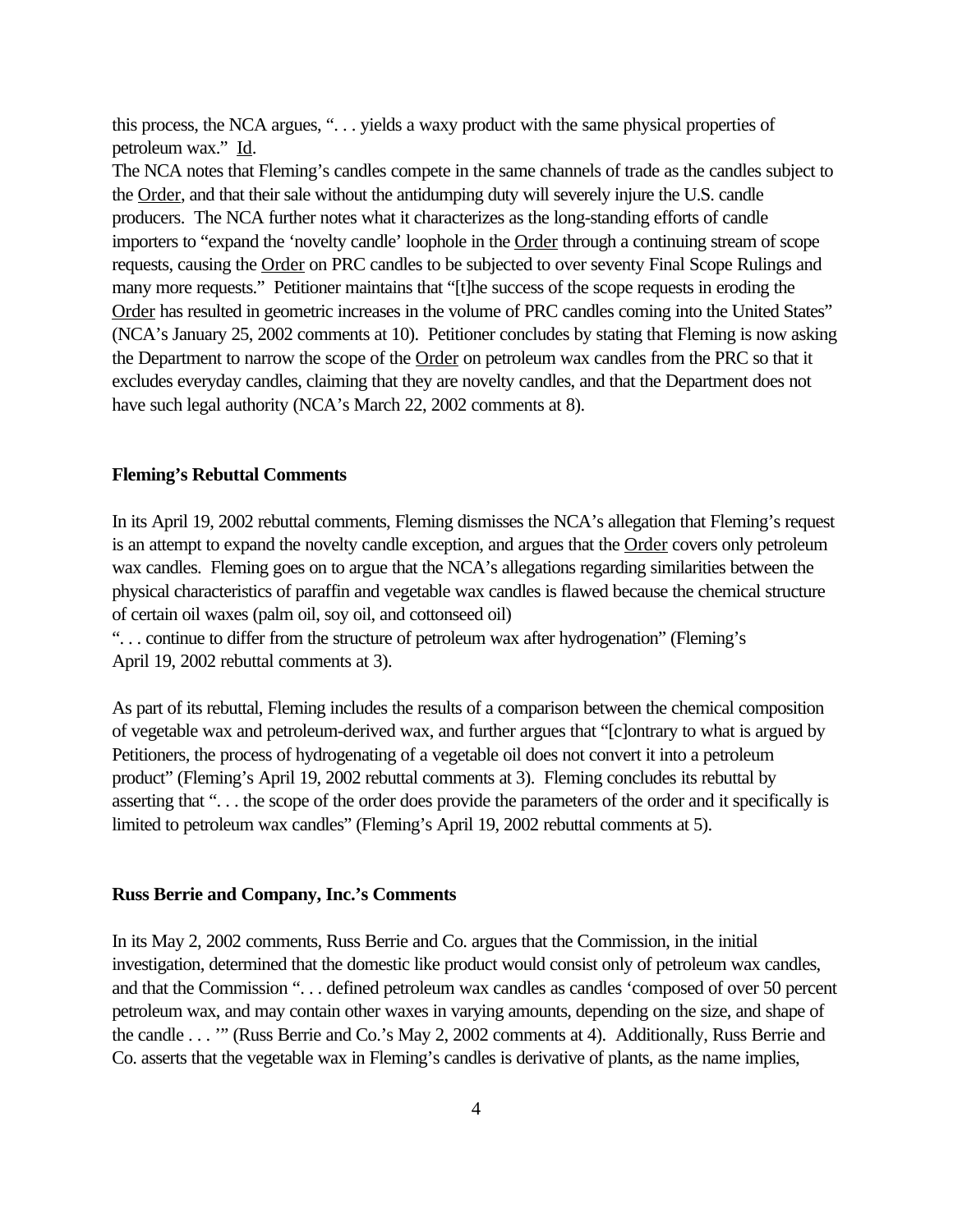this process, the NCA argues, ". . . yields a waxy product with the same physical properties of petroleum wax." Id.

The NCA notes that Fleming's candles compete in the same channels of trade as the candles subject to the Order, and that their sale without the antidumping duty will severely injure the U.S. candle producers. The NCA further notes what it characterizes as the long-standing efforts of candle importers to "expand the 'novelty candle' loophole in the Order through a continuing stream of scope requests, causing the Order on PRC candles to be subjected to over seventy Final Scope Rulings and many more requests." Petitioner maintains that "[t]he success of the scope requests in eroding the Order has resulted in geometric increases in the volume of PRC candles coming into the United States" (NCA's January 25, 2002 comments at 10). Petitioner concludes by stating that Fleming is now asking the Department to narrow the scope of the Order on petroleum wax candles from the PRC so that it excludes everyday candles, claiming that they are novelty candles, and that the Department does not have such legal authority (NCA's March 22, 2002 comments at 8).

**Fleming's Rebuttal Comments**

In its April 19, 2002 rebuttal comments, Fleming dismisses the NCA's allegation that Fleming's request is an attempt to expand the novelty candle exception, and argues that the Order covers only petroleum wax candles. Fleming goes on to argue that the NCA's allegations regarding similarities between the physical characteristics of paraffin and vegetable wax candles is flawed because the chemical structure of certain oil waxes (palm oil, soy oil, and cottonseed oil)
". . . continue to differ from the structure of petroleum wax after hydrogenation" (Fleming's April 19, 2002 rebuttal comments at 3).

As part of its rebuttal, Fleming includes the results of a comparison between the chemical composition of vegetable wax and petroleum-derived wax, and further argues that "[c]ontrary to what is argued by Petitioners, the process of hydrogenating of a vegetable oil does not convert it into a petroleum product" (Fleming's April 19, 2002 rebuttal comments at 3). Fleming concludes its rebuttal by asserting that ". . . the scope of the order does provide the parameters of the order and it specifically is limited to petroleum wax candles" (Fleming's April 19, 2002 rebuttal comments at 5).

**Russ Berrie and Company, Inc.'s Comments**

In its May 2, 2002 comments, Russ Berrie and Co. argues that the Commission, in the initial investigation, determined that the domestic like product would consist only of petroleum wax candles, and that the Commission ". . . defined petroleum wax candles as candles 'composed of over 50 percent petroleum wax, and may contain other waxes in varying amounts, depending on the size, and shape of the candle . . . '" (Russ Berrie and Co.'s May 2, 2002 comments at 4). Additionally, Russ Berrie and Co. asserts that the vegetable wax in Fleming's candles is derivative of plants, as the name implies,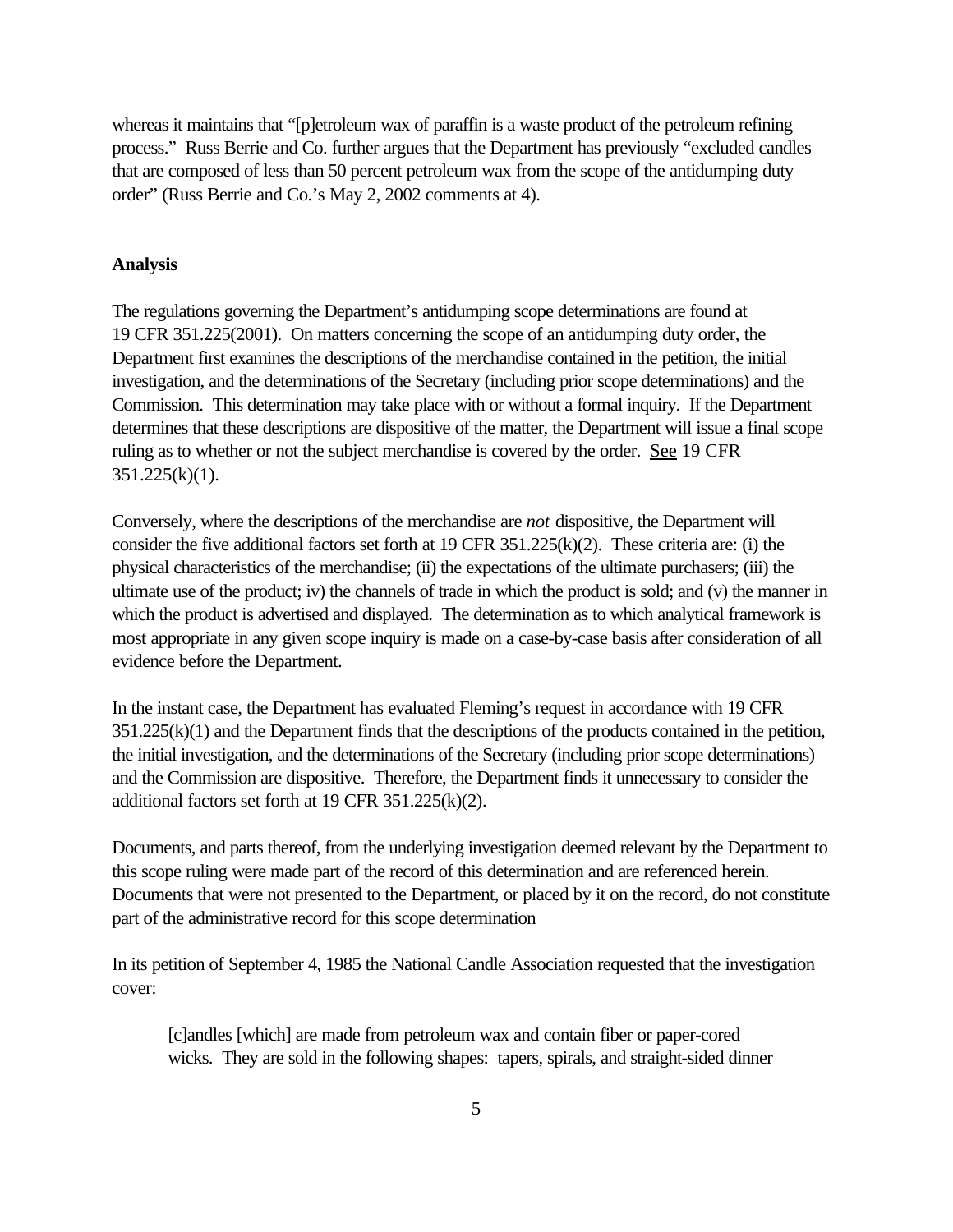whereas it maintains that "[p]etroleum wax of paraffin is a waste product of the petroleum refining process." Russ Berrie and Co. further argues that the Department has previously "excluded candles that are composed of less than 50 percent petroleum wax from the scope of the antidumping duty order" (Russ Berrie and Co.'s May 2, 2002 comments at 4).

**Analysis**

The regulations governing the Department's antidumping scope determinations are found at 19 CFR 351.225(2001). On matters concerning the scope of an antidumping duty order, the Department first examines the descriptions of the merchandise contained in the petition, the initial investigation, and the determinations of the Secretary (including prior scope determinations) and the Commission. This determination may take place with or without a formal inquiry. If the Department determines that these descriptions are dispositive of the matter, the Department will issue a final scope ruling as to whether or not the subject merchandise is covered by the order. See 19 CFR 351.225(k)(1).

Conversely, where the descriptions of the merchandise are *not* dispositive, the Department will consider the five additional factors set forth at 19 CFR 351.225(k)(2). These criteria are: (i) the physical characteristics of the merchandise; (ii) the expectations of the ultimate purchasers; (iii) the ultimate use of the product; iv) the channels of trade in which the product is sold; and (v) the manner in which the product is advertised and displayed. The determination as to which analytical framework is most appropriate in any given scope inquiry is made on a case-by-case basis after consideration of all evidence before the Department.

In the instant case, the Department has evaluated Fleming's request in accordance with 19 CFR 351.225(k)(1) and the Department finds that the descriptions of the products contained in the petition, the initial investigation, and the determinations of the Secretary (including prior scope determinations) and the Commission are dispositive. Therefore, the Department finds it unnecessary to consider the additional factors set forth at 19 CFR 351.225(k)(2).

Documents, and parts thereof, from the underlying investigation deemed relevant by the Department to this scope ruling were made part of the record of this determination and are referenced herein. Documents that were not presented to the Department, or placed by it on the record, do not constitute part of the administrative record for this scope determination

In its petition of September 4, 1985 the National Candle Association requested that the investigation cover:

> [c]andles [which] are made from petroleum wax and contain fiber or paper-cored wicks. They are sold in the following shapes: tapers, spirals, and straight-sided dinner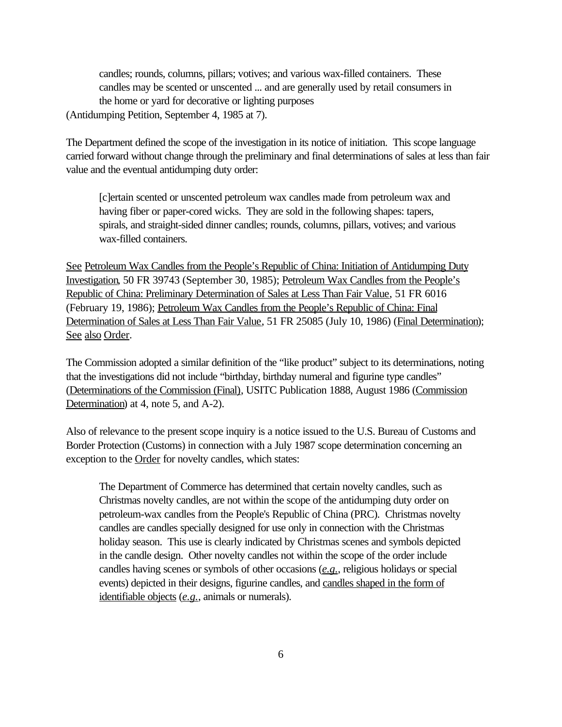> candles; rounds, columns, pillars; votives; and various wax-filled containers. These candles may be scented or unscented ... and are generally used by retail consumers in the home or yard for decorative or lighting purposes

(Antidumping Petition, September 4, 1985 at 7).

The Department defined the scope of the investigation in its notice of initiation. This scope language carried forward without change through the preliminary and final determinations of sales at less than fair value and the eventual antidumping duty order:

> [c]ertain scented or unscented petroleum wax candles made from petroleum wax and having fiber or paper-cored wicks. They are sold in the following shapes: tapers, spirals, and straight-sided dinner candles; rounds, columns, pillars, votives; and various wax-filled containers.

See Petroleum Wax Candles from the People's Republic of China: Initiation of Antidumping Duty Investigation, 50 FR 39743 (September 30, 1985); Petroleum Wax Candles from the People's Republic of China: Preliminary Determination of Sales at Less Than Fair Value, 51 FR 6016 (February 19, 1986); Petroleum Wax Candles from the People's Republic of China: Final Determination of Sales at Less Than Fair Value, 51 FR 25085 (July 10, 1986) (Final Determination); See also Order.

The Commission adopted a similar definition of the "like product" subject to its determinations, noting that the investigations did not include "birthday, birthday numeral and figurine type candles" (Determinations of the Commission (Final), USITC Publication 1888, August 1986 (Commission Determination) at 4, note 5, and A-2).

Also of relevance to the present scope inquiry is a notice issued to the U.S. Bureau of Customs and Border Protection (Customs) in connection with a July 1987 scope determination concerning an exception to the Order for novelty candles, which states:

> The Department of Commerce has determined that certain novelty candles, such as Christmas novelty candles, are not within the scope of the antidumping duty order on petroleum-wax candles from the People's Republic of China (PRC). Christmas novelty candles are candles specially designed for use only in connection with the Christmas holiday season. This use is clearly indicated by Christmas scenes and symbols depicted in the candle design. Other novelty candles not within the scope of the order include candles having scenes or symbols of other occasions (*e.g.*, religious holidays or special events) depicted in their designs, figurine candles, and candles shaped in the form of identifiable objects (*e.g.*, animals or numerals).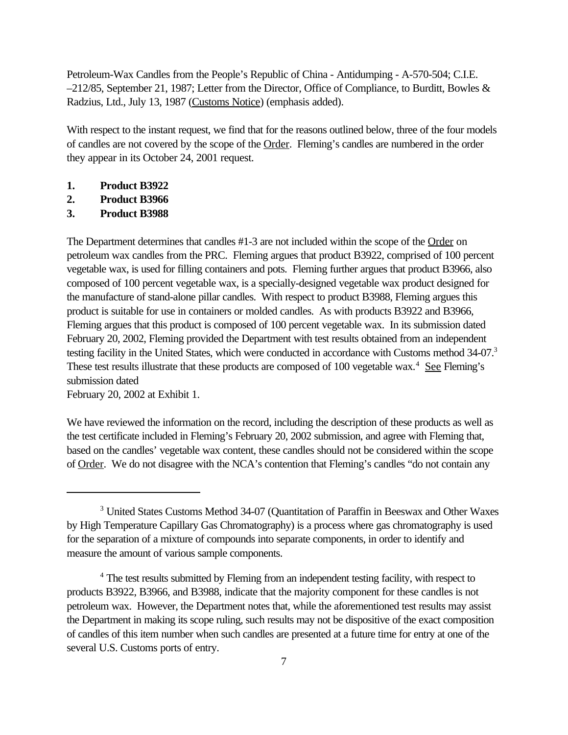Petroleum-Wax Candles from the People's Republic of China - Antidumping - A-570-504; C.I.E. –212/85, September 21, 1987; Letter from the Director, Office of Compliance, to Burditt, Bowles & Radzius, Ltd., July 13, 1987 (Customs Notice) (emphasis added).

With respect to the instant request, we find that for the reasons outlined below, three of the four models of candles are not covered by the scope of the Order. Fleming's candles are numbered in the order they appear in its October 24, 2001 request.

1. **Product B3922**
2. **Product B3966**
3. **Product B3988**

The Department determines that candles #1-3 are not included within the scope of the Order on petroleum wax candles from the PRC. Fleming argues that product B3922, comprised of 100 percent vegetable wax, is used for filling containers and pots. Fleming further argues that product B3966, also composed of 100 percent vegetable wax, is a specially-designed vegetable wax product designed for the manufacture of stand-alone pillar candles. With respect to product B3988, Fleming argues this product is suitable for use in containers or molded candles. As with products B3922 and B3966, Fleming argues that this product is composed of 100 percent vegetable wax. In its submission dated February 20, 2002, Fleming provided the Department with test results obtained from an independent testing facility in the United States, which were conducted in accordance with Customs method 34-07.[3] These test results illustrate that these products are composed of 100 vegetable wax.[4] See Fleming's submission dated February 20, 2002 at Exhibit 1.

We have reviewed the information on the record, including the description of these products as well as the test certificate included in Fleming's February 20, 2002 submission, and agree with Fleming that, based on the candles' vegetable wax content, these candles should not be considered within the scope of Order. We do not disagree with the NCA's contention that Fleming's candles "do not contain any

---

[3] United States Customs Method 34-07 (Quantitation of Paraffin in Beeswax and Other Waxes by High Temperature Capillary Gas Chromatography) is a process where gas chromatography is used for the separation of a mixture of compounds into separate components, in order to identify and measure the amount of various sample components.

[4] The test results submitted by Fleming from an independent testing facility, with respect to products B3922, B3966, and B3988, indicate that the majority component for these candles is not petroleum wax. However, the Department notes that, while the aforementioned test results may assist the Department in making its scope ruling, such results may not be dispositive of the exact composition of candles of this item number when such candles are presented at a future time for entry at one of the several U.S. Customs ports of entry.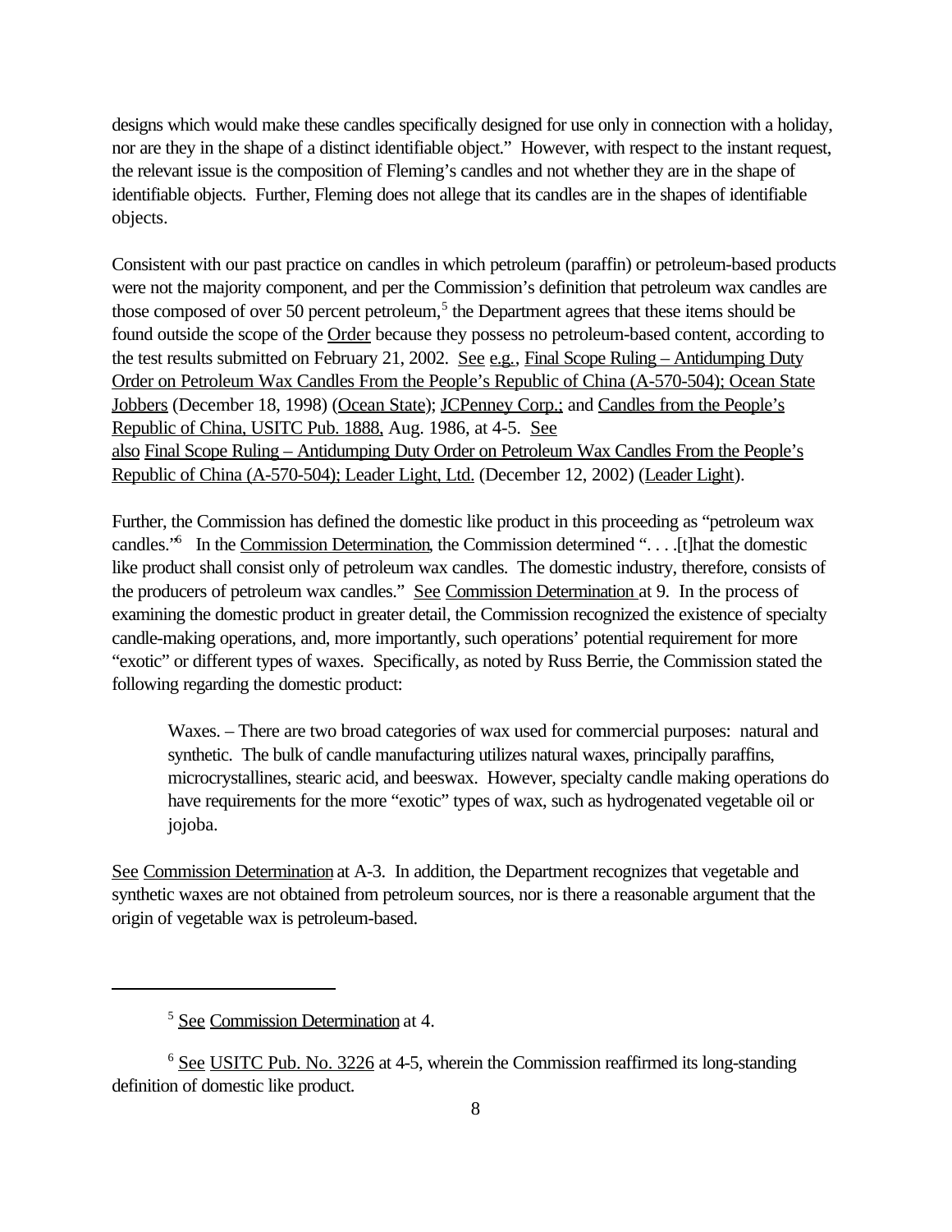designs which would make these candles specifically designed for use only in connection with a holiday, nor are they in the shape of a distinct identifiable object." However, with respect to the instant request, the relevant issue is the composition of Fleming's candles and not whether they are in the shape of identifiable objects. Further, Fleming does not allege that its candles are in the shapes of identifiable objects.

Consistent with our past practice on candles in which petroleum (paraffin) or petroleum-based products were not the majority component, and per the Commission's definition that petroleum wax candles are those composed of over 50 percent petroleum,[5] the Department agrees that these items should be found outside the scope of the Order because they possess no petroleum-based content, according to the test results submitted on February 21, 2002. See e.g., Final Scope Ruling – Antidumping Duty Order on Petroleum Wax Candles From the People's Republic of China (A-570-504); Ocean State Jobbers (December 18, 1998) (Ocean State); JCPenney Corp.; and Candles from the People's Republic of China, USITC Pub. 1888, Aug. 1986, at 4-5. See also Final Scope Ruling – Antidumping Duty Order on Petroleum Wax Candles From the People's Republic of China (A-570-504); Leader Light, Ltd. (December 12, 2002) (Leader Light).

Further, the Commission has defined the domestic like product in this proceeding as "petroleum wax candles."[6] In the Commission Determination, the Commission determined ". . . .[t]hat the domestic like product shall consist only of petroleum wax candles. The domestic industry, therefore, consists of the producers of petroleum wax candles." See Commission Determination at 9. In the process of examining the domestic product in greater detail, the Commission recognized the existence of specialty candle-making operations, and, more importantly, such operations' potential requirement for more "exotic" or different types of waxes. Specifically, as noted by Russ Berrie, the Commission stated the following regarding the domestic product:

> Waxes. – There are two broad categories of wax used for commercial purposes: natural and synthetic. The bulk of candle manufacturing utilizes natural waxes, principally paraffins, microcrystallines, stearic acid, and beeswax. However, specialty candle making operations do have requirements for the more "exotic" types of wax, such as hydrogenated vegetable oil or jojoba.

See Commission Determination at A-3. In addition, the Department recognizes that vegetable and synthetic waxes are not obtained from petroleum sources, nor is there a reasonable argument that the origin of vegetable wax is petroleum-based.

---

[5] See Commission Determination at 4.

[6] See USITC Pub. No. 3226 at 4-5, wherein the Commission reaffirmed its long-standing definition of domestic like product.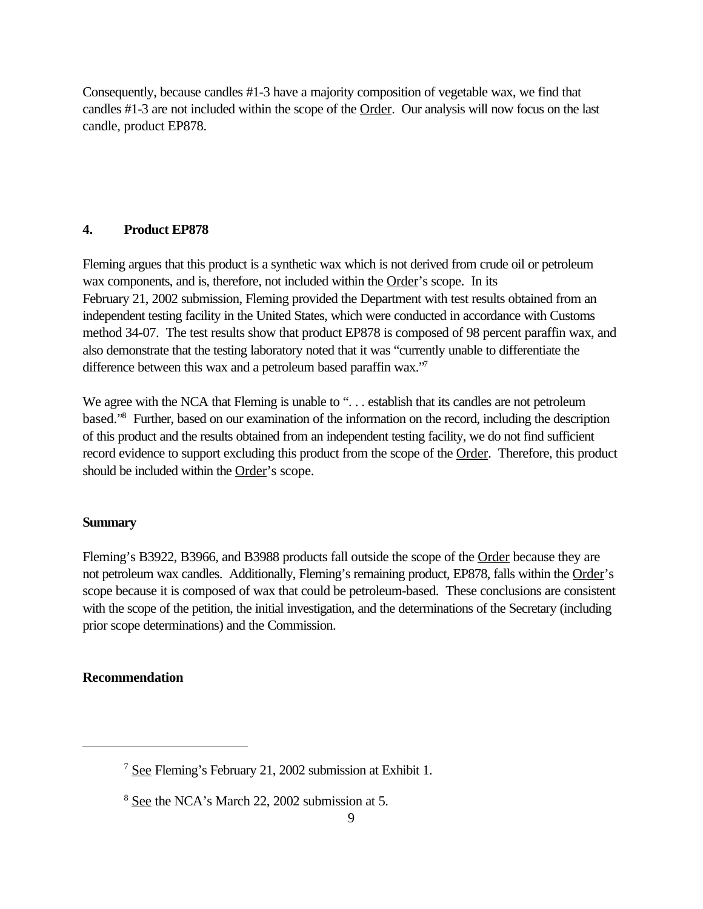Consequently, because candles #1-3 have a majority composition of vegetable wax, we find that candles #1-3 are not included within the scope of the Order. Our analysis will now focus on the last candle, product EP878.

## 4. Product EP878

Fleming argues that this product is a synthetic wax which is not derived from crude oil or petroleum wax components, and is, therefore, not included within the Order's scope. In its February 21, 2002 submission, Fleming provided the Department with test results obtained from an independent testing facility in the United States, which were conducted in accordance with Customs method 34-07. The test results show that product EP878 is composed of 98 percent paraffin wax, and also demonstrate that the testing laboratory noted that it was "currently unable to differentiate the difference between this wax and a petroleum based paraffin wax."[7]

We agree with the NCA that Fleming is unable to ". . . establish that its candles are not petroleum based."[8] Further, based on our examination of the information on the record, including the description of this product and the results obtained from an independent testing facility, we do not find sufficient record evidence to support excluding this product from the scope of the Order. Therefore, this product should be included within the Order's scope.

### Summary

Fleming's B3922, B3966, and B3988 products fall outside the scope of the Order because they are not petroleum wax candles. Additionally, Fleming's remaining product, EP878, falls within the Order's scope because it is composed of wax that could be petroleum-based. These conclusions are consistent with the scope of the petition, the initial investigation, and the determinations of the Secretary (including prior scope determinations) and the Commission.

### Recommendation

---

[7] See Fleming's February 21, 2002 submission at Exhibit 1.

[8] See the NCA's March 22, 2002 submission at 5.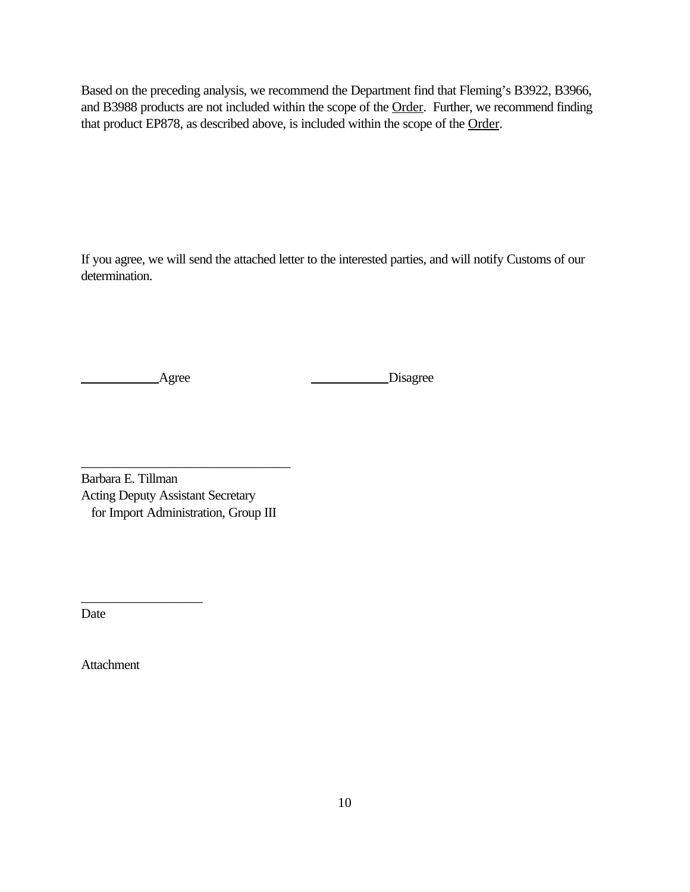Based on the preceding analysis, we recommend the Department find that Fleming's B3922, B3966, and B3988 products are not included within the scope of the Order. Further, we recommend finding that product EP878, as described above, is included within the scope of the Order.

If you agree, we will send the attached letter to the interested parties, and will notify Customs of our determination.

\_\_\_\_\_\_\_\_\_\_\_\_ Agree                                        \_\_\_\_\_\_\_\_\_\_\_\_ Disagree

\_\_\_\_\_\_\_\_\_\_\_\_\_\_\_\_\_\_\_\_\_\_\_\_\_\_\_\_\_\_\_\_
Barbara E. Tillman
Acting Deputy Assistant Secretary
for Import Administration, Group III

\_\_\_\_\_\_\_\_\_\_\_\_\_\_\_\_\_\_
Date

Attachment